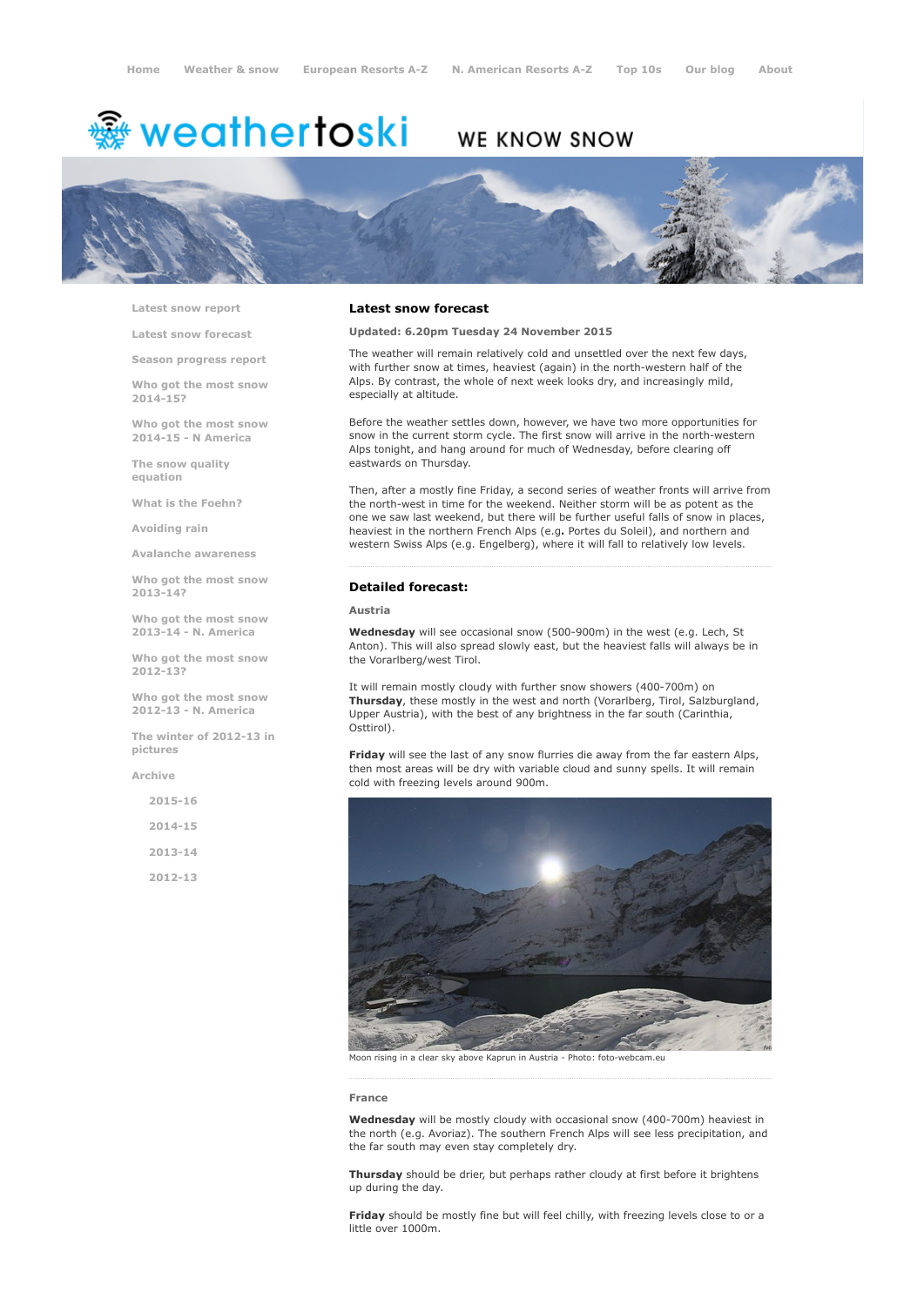Home | Weather & snow | European Resorts A-Z | N. American Resorts A-Z | Top 10s | Our blog | About

weathertoski WE KNOW SNOW

- Latest snow report
- Latest snow forecast
- Season progress report
- Who got the most snow 2014-15?
- Who got the most snow 2014-15 - N America
- The snow quality equation
- What is the Foehn?
- Avoiding rain
- Avalanche awareness
- Who got the most snow 2013-14?
- Who got the most snow 2013-14 - N. America
- Who got the most snow 2012-13?
- Who got the most snow 2012-13 - N. America
- The winter of 2012-13 in pictures
- Archive
  - 2015-16
  - 2014-15
  - 2013-14
  - 2012-13

## Latest snow forecast

**Updated: 6.20pm Tuesday 24 November 2015**

The weather will remain relatively cold and unsettled over the next few days, with further snow at times, heaviest (again) in the north-western half of the Alps. By contrast, the whole of next week looks dry, and increasingly mild, especially at altitude.

Before the weather settles down, however, we have two more opportunities for snow in the current storm cycle. The first snow will arrive in the north-western Alps tonight, and hang around for much of Wednesday, before clearing off eastwards on Thursday.

Then, after a mostly fine Friday, a second series of weather fronts will arrive from the north-west in time for the weekend. Neither storm will be as potent as the one we saw last weekend, but there will be further useful falls of snow in places, heaviest in the northern French Alps (e.g. Portes du Soleil), and northern and western Swiss Alps (e.g. Engelberg), where it will fall to relatively low levels.

## Detailed forecast:

### Austria

**Wednesday** will see occasional snow (500-900m) in the west (e.g. Lech, St Anton). This will also spread slowly east, but the heaviest falls will always be in the Vorarlberg/west Tirol.

It will remain mostly cloudy with further snow showers (400-700m) on **Thursday**, these mostly in the west and north (Vorarlberg, Tirol, Salzburgland, Upper Austria), with the best of any brightness in the far south (Carinthia, Osttirol).

**Friday** will see the last of any snow flurries die away from the far eastern Alps, then most areas will be dry with variable cloud and sunny spells. It will remain cold with freezing levels around 900m.

Moon rising in a clear sky above Kaprun in Austria - Photo: foto-webcam.eu

### France

**Wednesday** will be mostly cloudy with occasional snow (400-700m) heaviest in the north (e.g. Avoriaz). The southern French Alps will see less precipitation, and the far south may even stay completely dry.

**Thursday** should be drier, but perhaps rather cloudy at first before it brightens up during the day.

**Friday** should be mostly fine but will feel chilly, with freezing levels close to or a little over 1000m.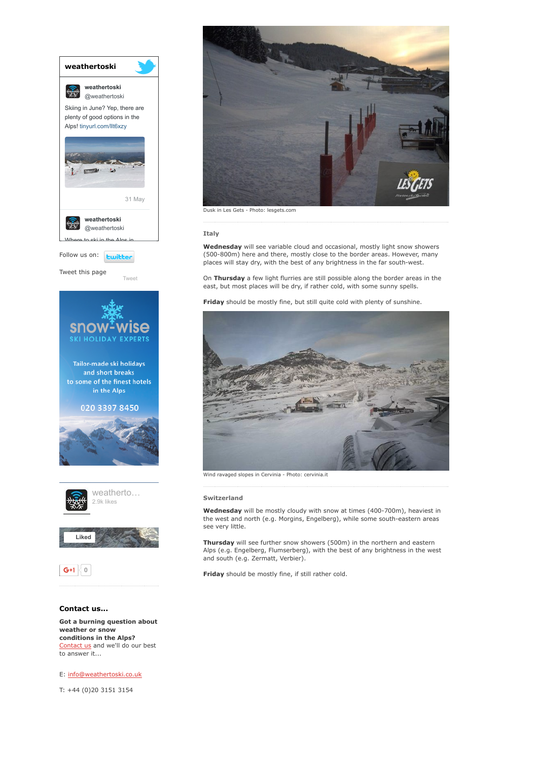Dusk in Les Gets - Photo: lesgets.com

### Italy

**Wednesday** will see variable cloud and occasional, mostly light snow showers (500-800m) here and there, mostly close to the border areas. However, many places will stay dry, with the best of any brightness in the far south-west.

On **Thursday** a few light flurries are still possible along the border areas in the east, but most places will be dry, if rather cold, with some sunny spells.

**Friday** should be mostly fine, but still quite cold with plenty of sunshine.

Wind ravaged slopes in Cervinia - Photo: cervinia.it

### Switzerland

**Wednesday** will be mostly cloudy with snow at times (400-700m), heaviest in the west and north (e.g. Morgins, Engelberg), while some south-eastern areas see very little.

**Thursday** will see further snow showers (500m) in the northern and eastern Alps (e.g. Engelberg, Flumserberg), with the best of any brightness in the west and south (e.g. Zermatt, Verbier).

**Friday** should be mostly fine, if still rather cold.

**weathertoski**

weathertoski @weathertoski

Skiing in June? Yep, there are plenty of good options in the Alps! tinyurl.com/llt6xzy

31 May

weathertoski @weathertoski

Where to ski in the Alps in

Follow us on: twitter

Tweet this page

Tweet

snow-wise SKI HOLIDAY EXPERTS

Tailor-made ski holidays and short breaks to some of the finest hotels in the Alps

020 3397 8450

weatherto… 2.9k likes

Liked

G+1 0

### Contact us...

**Got a burning question about weather or snow conditions in the Alps?** Contact us and we'll do our best to answer it...

E: info@weathertoski.co.uk

T: +44 (0)20 3151 3154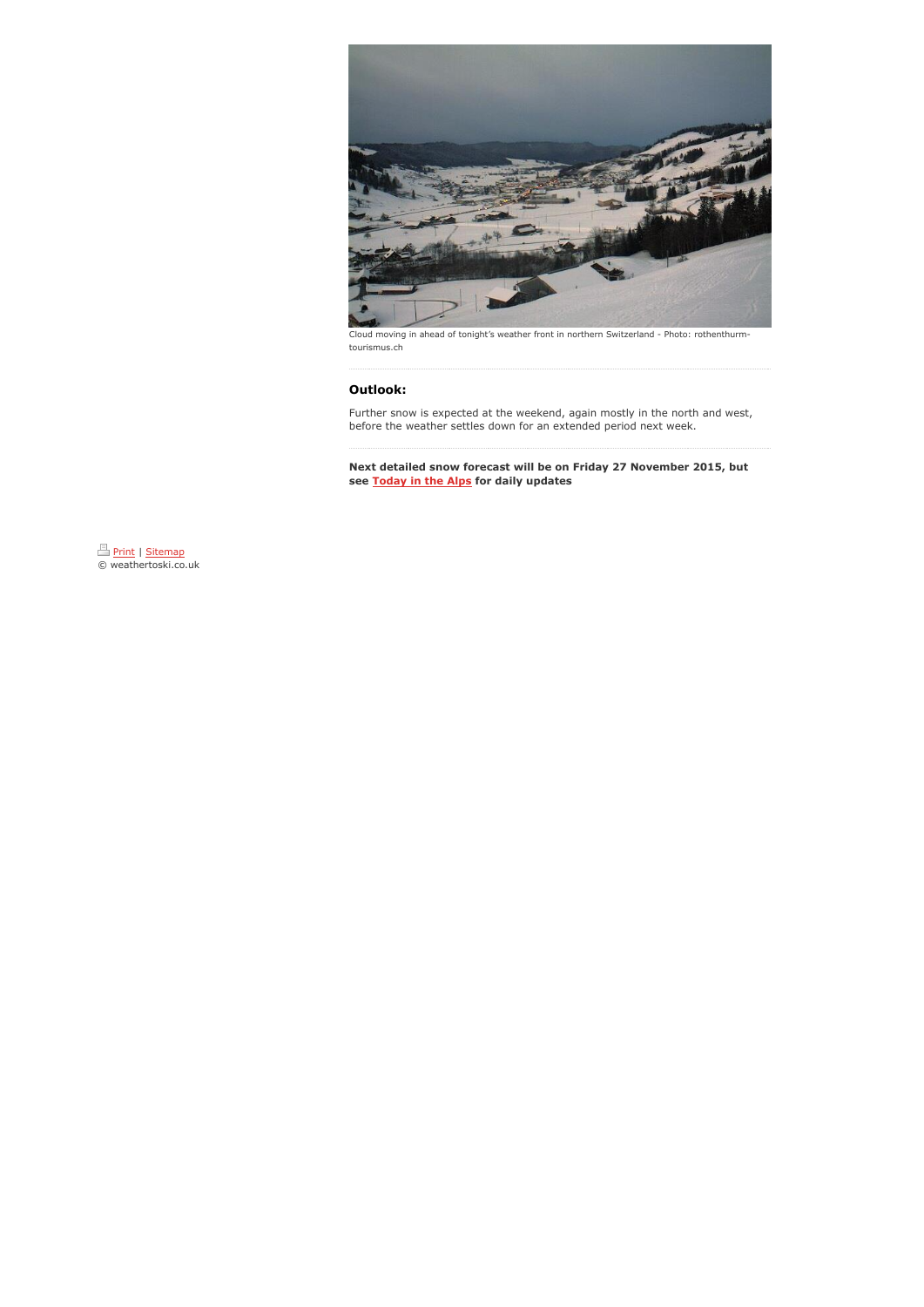Cloud moving in ahead of tonight's weather front in northern Switzerland - Photo: rothenthurm-tourismus.ch

### Outlook:

Further snow is expected at the weekend, again mostly in the north and west, before the weather settles down for an extended period next week.

**Next detailed snow forecast will be on Friday 27 November 2015, but see Today in the Alps for daily updates**

Print | Sitemap
© weathertoski.co.uk